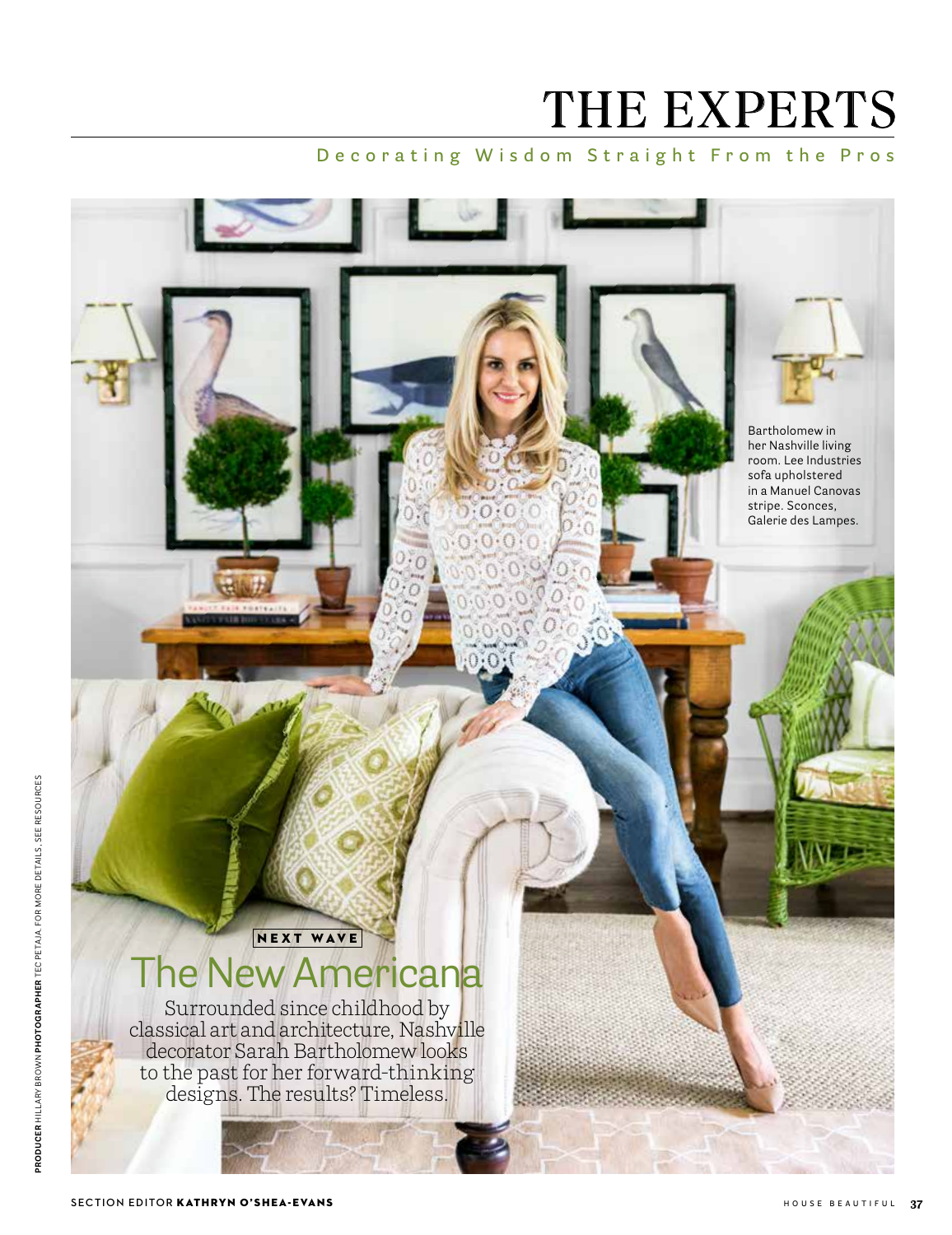# THE EXPERTS

Decorating Wisdom Straight From the Pros

Bartholomew in her Nashville living room. Lee Industries sofa upholstered in a Manuel Canovas stripe. Sconces, Galerie des Lampes.

NEXT WAVE

## The New Americana

Surrounded since childhood by classical art and architecture, Nashville decorator Sarah Bartholomew looks to the past for her forward-thinking designs. The results? Timeless.

**PRODUCER** HILLARY BROWN **PHOTOGRAPHER** TEC PETAJA. FOR MORE DETAILS, SEE RESOURCES

SECTION EDITOR **KATHRYN O'SHEA-EVANS**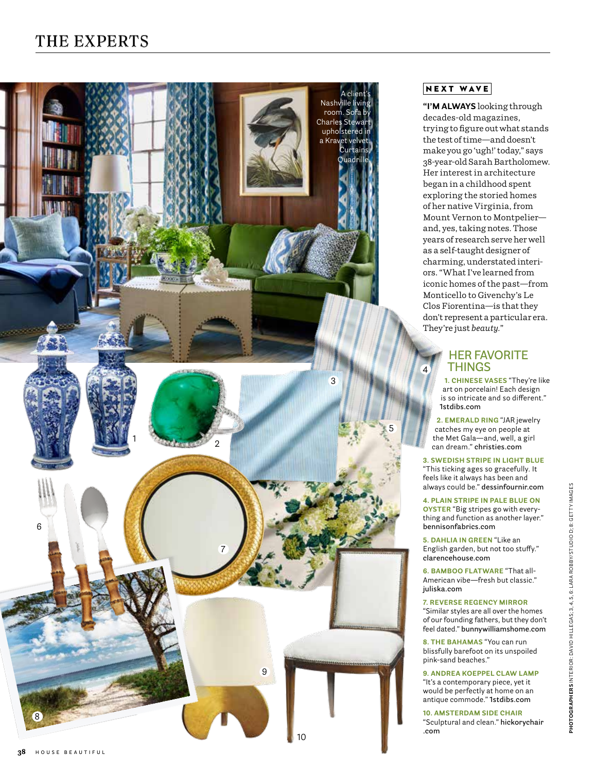# THE EXPERTS

A client's Nashville living room. Sofa by Charles Stewart upholstered in a Kravet velvet. Curtains, Quadrille.

## NEXT WAVE

**"I'M ALWAYS** looking through decades-old magazines, trying to figure out what stands the test of time—and doesn't make you go 'ugh!' today," says 38-year-old Sarah Bartholomew. Her interest in architecture began in a childhood spent exploring the storied homes of her native Virginia, from Mount Vernon to Montpelier—and, yes, taking notes. Those years of research serve her well as a self-taught designer of charming, understated interiors. "What I've learned from iconic homes of the past—from Monticello to Givenchy's Le Clos Fiorentina—is that they don't represent a particular era. They're just *beauty*."

## HER FAVORITE THINGS

**1. CHINESE VASES** "They're like art on porcelain! Each design is so intricate and so different." 1stdibs.com

**2. EMERALD RING** "JAR jewelry catches my eye on people at the Met Gala—and, well, a girl can dream." christies.com

**3. SWEDISH STRIPE IN LIGHT BLUE** "This ticking ages so gracefully. It feels like it always has been and always could be." dessinfournir.com

**4. PLAIN STRIPE IN PALE BLUE ON OYSTER** "Big stripes go with everything and function as another layer." bennisonfabrics.com

**5. DAHLIA IN GREEN** "Like an English garden, but not too stuffy." clarencehouse.com

**6. BAMBOO FLATWARE** "That all-American vibe—fresh but classic." juliska.com

**7. REVERSE REGENCY MIRROR** "Similar styles are all over the homes of our founding fathers, but they don't feel dated." bunnywilliamshome.com

**8. THE BAHAMAS** "You can run blissfully barefoot on its unspoiled pink-sand beaches."

**9. ANDREA KOEPPEL CLAW LAMP** "It's a contemporary piece, yet it would be perfectly at home on an antique commode." 1stdibs.com

**10. AMSTERDAM SIDE CHAIR** "Sculptural and clean." hickorychair.com

**PHOTOGRAPHERS** INTERIOR: DAVID HILLEGAS; 3, 4, 5, 6: LARA ROBBY/STUDIO D; 8: GETTY IMAGES